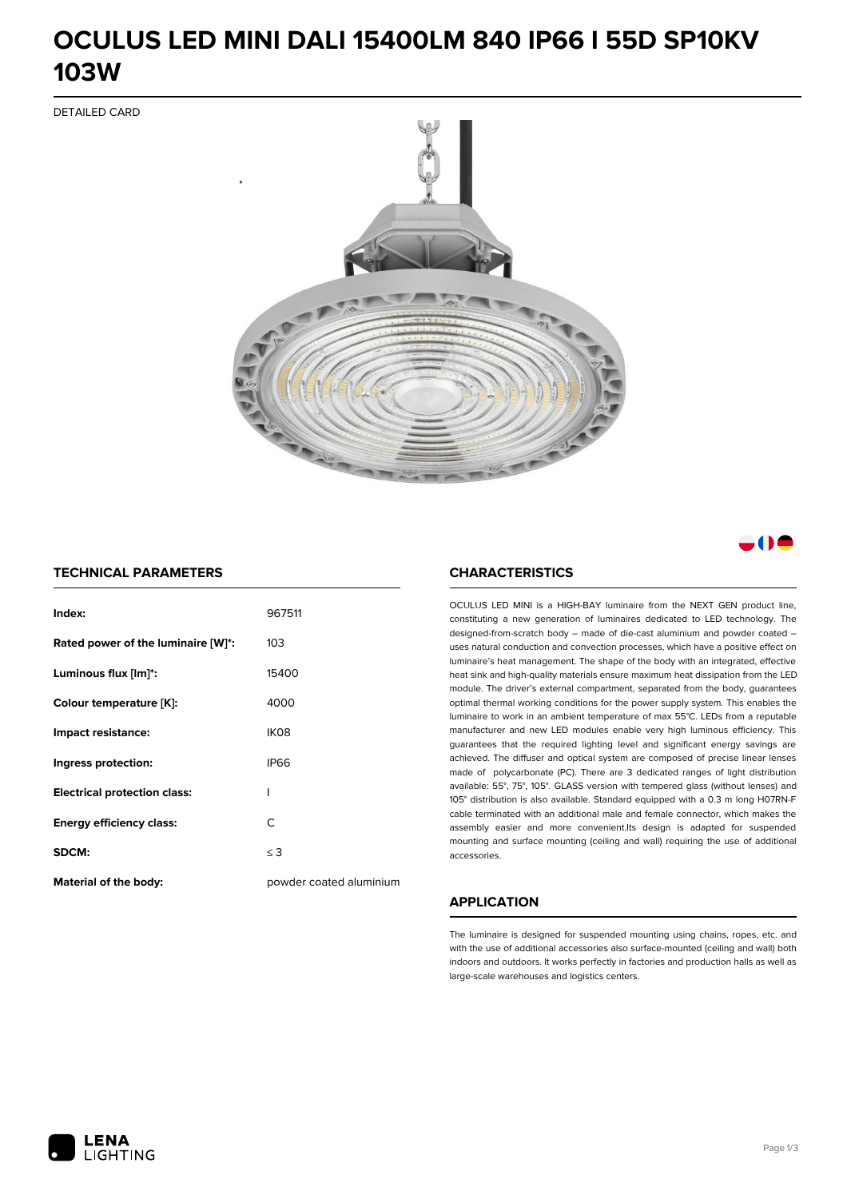# OCULUS LED MINI DALI 15400LM 840 IP66 I 55D SP10KV 103W

DETAILED CARD

## TECHNICAL PARAMETERS

| | |
|---|---|
| **Index:** | 967511 |
| **Rated power of the luminaire [W]*:** | 103 |
| **Luminous flux [lm]*:** | 15400 |
| **Colour temperature [K]:** | 4000 |
| **Impact resistance:** | IK08 |
| **Ingress protection:** | IP66 |
| **Electrical protection class:** | I |
| **Energy efficiency class:** | C |
| **SDCM:** | ≤ 3 |
| **Material of the body:** | powder coated aluminium |

## CHARACTERISTICS

OCULUS LED MINI is a HIGH-BAY luminaire from the NEXT GEN product line, constituting a new generation of luminaires dedicated to LED technology. The designed-from-scratch body – made of die-cast aluminium and powder coated – uses natural conduction and convection processes, which have a positive effect on luminaire's heat management. The shape of the body with an integrated, effective heat sink and high-quality materials ensure maximum heat dissipation from the LED module. The driver's external compartment, separated from the body, guarantees optimal thermal working conditions for the power supply system. This enables the luminaire to work in an ambient temperature of max 55°C. LEDs from a reputable manufacturer and new LED modules enable very high luminous efficiency. This guarantees that the required lighting level and significant energy savings are achieved. The diffuser and optical system are composed of precise linear lenses made of polycarbonate (PC). There are 3 dedicated ranges of light distribution available: 55°, 75°, 105°. GLASS version with tempered glass (without lenses) and 105° distribution is also available. Standard equipped with a 0.3 m long H07RN-F cable terminated with an additional male and female connector, which makes the assembly easier and more convenient.Its design is adapted for suspended mounting and surface mounting (ceiling and wall) requiring the use of additional accessories.

## APPLICATION

The luminaire is designed for suspended mounting using chains, ropes, etc. and with the use of additional accessories also surface-mounted (ceiling and wall) both indoors and outdoors. It works perfectly in factories and production halls as well as large-scale warehouses and logistics centers.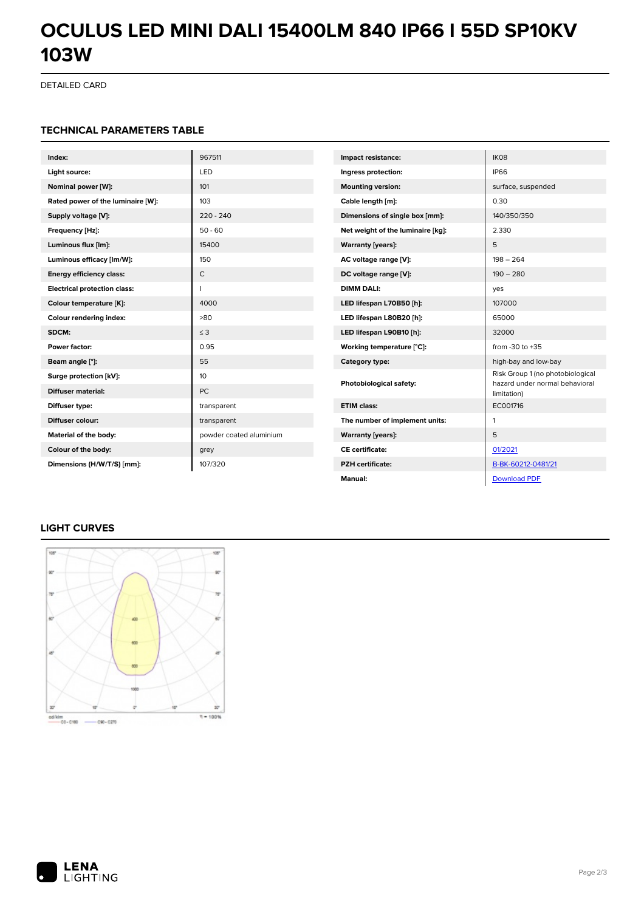# OCULUS LED MINI DALI 15400LM 840 IP66 I 55D SP10KV 103W

DETAILED CARD

## TECHNICAL PARAMETERS TABLE

| | |
|---|---|
| **Index:** | 967511 |
| **Light source:** | LED |
| **Nominal power [W]:** | 101 |
| **Rated power of the luminaire [W]:** | 103 |
| **Supply voltage [V]:** | 220 - 240 |
| **Frequency [Hz]:** | 50 - 60 |
| **Luminous flux [lm]:** | 15400 |
| **Luminous efficacy [lm/W]:** | 150 |
| **Energy efficiency class:** | C |
| **Electrical protection class:** | I |
| **Colour temperature [K]:** | 4000 |
| **Colour rendering index:** | >80 |
| **SDCM:** | ≤ 3 |
| **Power factor:** | 0.95 |
| **Beam angle [°]:** | 55 |
| **Surge protection [kV]:** | 10 |
| **Diffuser material:** | PC |
| **Diffuser type:** | transparent |
| **Diffuser colour:** | transparent |
| **Material of the body:** | powder coated aluminium |
| **Colour of the body:** | grey |
| **Dimensions (H/W/T/S) [mm]:** | 107/320 |

| | |
|---|---|
| **Impact resistance:** | IK08 |
| **Ingress protection:** | IP66 |
| **Mounting version:** | surface, suspended |
| **Cable length [m]:** | 0.30 |
| **Dimensions of single box [mm]:** | 140/350/350 |
| **Net weight of the luminaire [kg]:** | 2.330 |
| **Warranty [years]:** | 5 |
| **AC voltage range [V]:** | 198 – 264 |
| **DC voltage range [V]:** | 190 – 280 |
| **DIMM DALI:** | yes |
| **LED lifespan L70B50 [h]:** | 107000 |
| **LED lifespan L80B20 [h]:** | 65000 |
| **LED lifespan L90B10 [h]:** | 32000 |
| **Working temperature [°C]:** | from -30 to +35 |
| **Category type:** | high-bay and low-bay |
| **Photobiological safety:** | Risk Group 1 (no photobiological hazard under normal behavioral limitation) |
| **ETIM class:** | EC001716 |
| **The number of implement units:** | 1 |
| **Warranty [years]:** | 5 |
| **CE certificate:** | 01/2021 |
| **PZH certificate:** | B-BK-60212-0481/21 |
| **Manual:** | Download PDF |

## LIGHT CURVES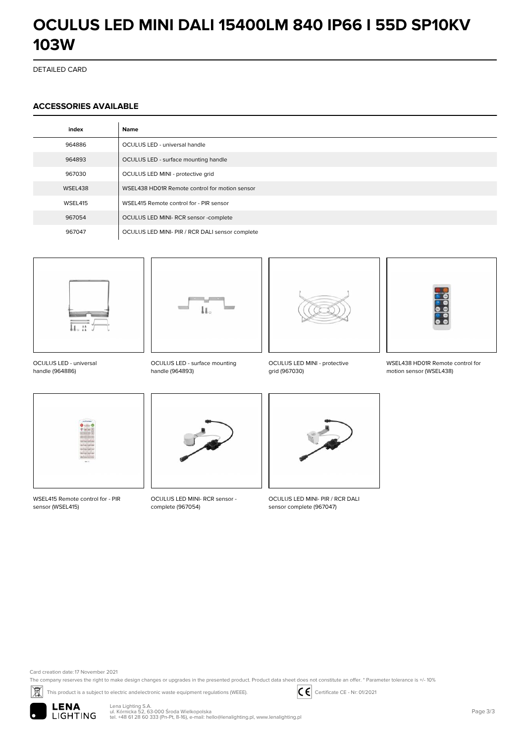# OCULUS LED MINI DALI 15400LM 840 IP66 I 55D SP10KV 103W

DETAILED CARD

## ACCESSORIES AVAILABLE

| index | Name |
|---|---|
| 964886 | OCULUS LED - universal handle |
| 964893 | OCULUS LED - surface mounting handle |
| 967030 | OCULUS LED MINI - protective grid |
| WSEL438 | WSEL438 HD01R Remote control for motion sensor |
| WSEL415 | WSEL415 Remote control for - PIR sensor |
| 967054 | OCULUS LED MINI- RCR sensor -complete |
| 967047 | OCULUS LED MINI- PIR / RCR DALI sensor complete |

OCULUS LED - universal handle (964886)

OCULUS LED - surface mounting handle (964893)

OCULUS LED MINI - protective grid (967030)

WSEL438 HD01R Remote control for motion sensor (WSEL438)

WSEL415 Remote control for - PIR sensor (WSEL415)

OCULUS LED MINI- RCR sensor - complete (967054)

OCULUS LED MINI- PIR / RCR DALI sensor complete (967047)

Card creation date: 17 November 2021

The company reserves the right to make design changes or upgrades in the presented product. Product data sheet does not constitute an offer. * Parameter tolerance is +/- 10%

This product is a subject to electric andelectronic waste equipment regulations (WEEE).

Certificate CE - Nr: 01/2021

Lena Lighting S.A.
ul. Kórnicka 52, 63-000 Środa Wielkopolska
tel. +48 61 28 60 333 (Pn-Pt, 8-16), e-mail: hello@lenalighting.pl, www.lenalighting.pl